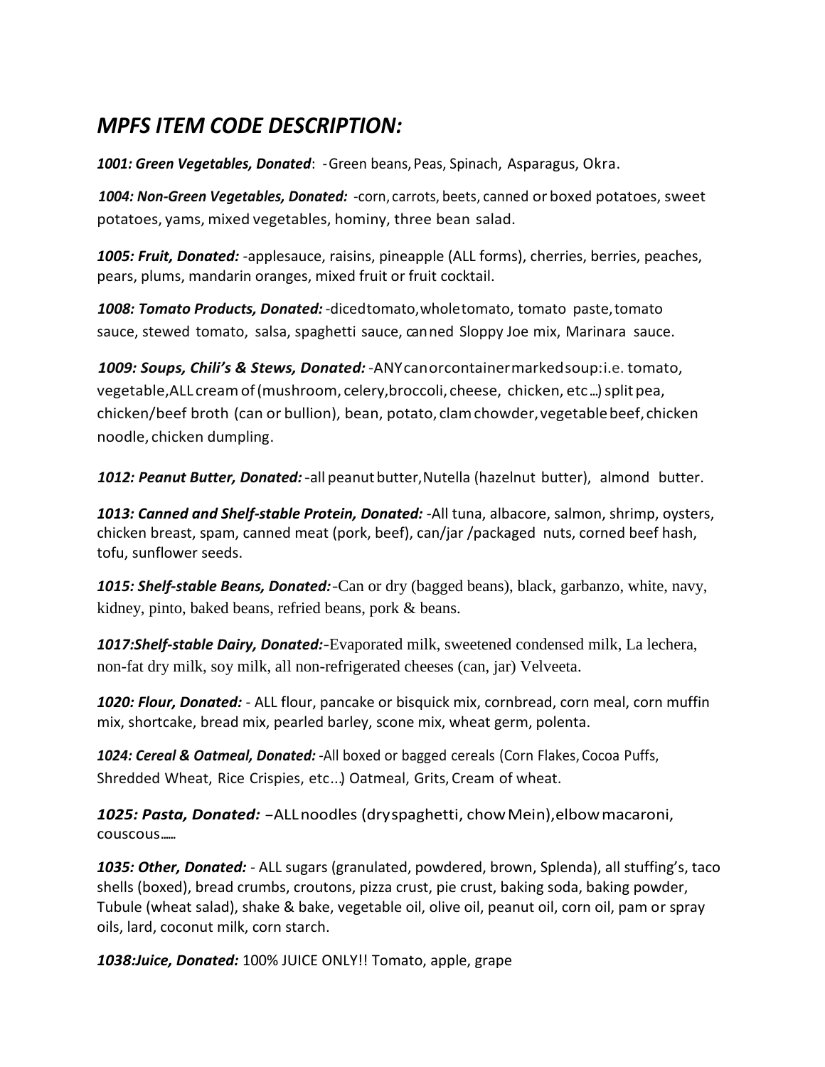# *MPFS ITEM CODE DESCRIPTION:*

***1001: Green Vegetables, Donated***: -Green beans, Peas, Spinach, Asparagus, Okra.

***1004: Non-Green Vegetables, Donated:*** -corn, carrots, beets, canned or boxed potatoes, sweet potatoes, yams, mixed vegetables, hominy, three bean salad.

***1005: Fruit, Donated:*** -applesauce, raisins, pineapple (ALL forms), cherries, berries, peaches, pears, plums, mandarin oranges, mixed fruit or fruit cocktail.

***1008: Tomato Products, Donated:*** -diced tomato, whole tomato, tomato paste, tomato sauce, stewed tomato, salsa, spaghetti sauce, canned Sloppy Joe mix, Marinara sauce.

***1009: Soups, Chili's & Stews, Donated:*** -ANY can or container marked soup: i.e. tomato, vegetable, ALL cream of (mushroom, celery, broccoli, cheese, chicken, etc…) split pea, chicken/beef broth (can or bullion), bean, potato, clam chowder, vegetable beef, chicken noodle, chicken dumpling.

***1012: Peanut Butter, Donated:*** -all peanut butter, Nutella (hazelnut butter), almond butter.

***1013: Canned and Shelf-stable Protein, Donated:*** -All tuna, albacore, salmon, shrimp, oysters, chicken breast, spam, canned meat (pork, beef), can/jar /packaged nuts, corned beef hash, tofu, sunflower seeds.

***1015: Shelf-stable Beans, Donated:*** -Can or dry (bagged beans), black, garbanzo, white, navy, kidney, pinto, baked beans, refried beans, pork & beans.

***1017: Shelf-stable Dairy, Donated:*** -Evaporated milk, sweetened condensed milk, La lechera, non-fat dry milk, soy milk, all non-refrigerated cheeses (can, jar) Velveeta.

***1020: Flour, Donated:*** - ALL flour, pancake or bisquick mix, cornbread, corn meal, corn muffin mix, shortcake, bread mix, pearled barley, scone mix, wheat germ, polenta.

***1024: Cereal & Oatmeal, Donated:*** -All boxed or bagged cereals (Corn Flakes, Cocoa Puffs, Shredded Wheat, Rice Crispies, etc...) Oatmeal, Grits, Cream of wheat.

***1025: Pasta, Donated:*** –ALL noodles (dry spaghetti, chow Mein), elbow macaroni, couscous……

***1035: Other, Donated:*** - ALL sugars (granulated, powdered, brown, Splenda), all stuffing's, taco shells (boxed), bread crumbs, croutons, pizza crust, pie crust, baking soda, baking powder, Tubule (wheat salad), shake & bake, vegetable oil, olive oil, peanut oil, corn oil, pam or spray oils, lard, coconut milk, corn starch.

***1038: Juice, Donated:*** 100% JUICE ONLY!! Tomato, apple, grape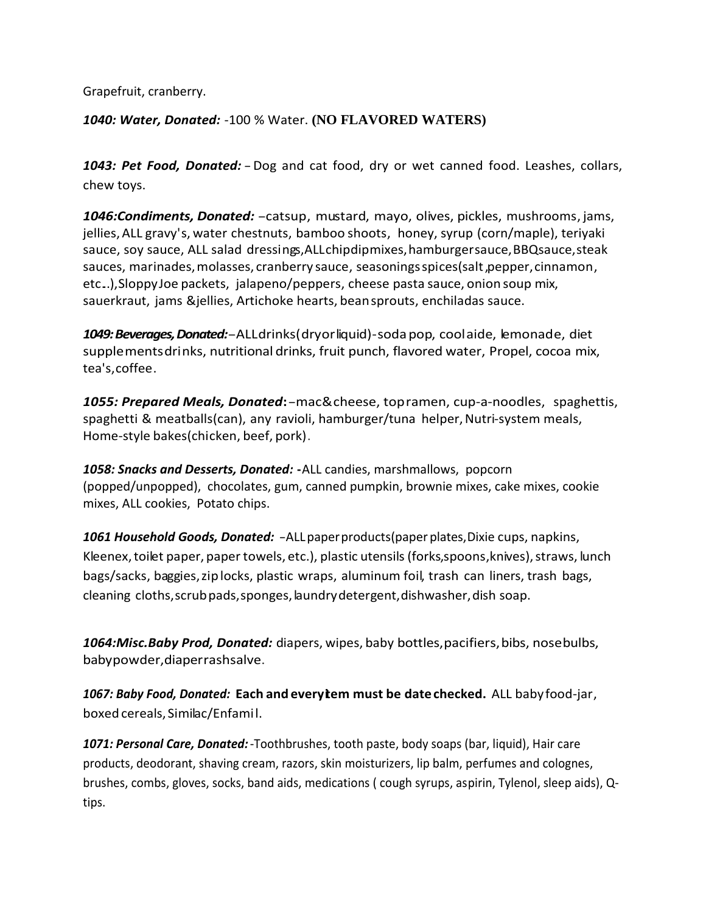Grapefruit, cranberry.

***1040: Water, Donated:*** -100 % Water. **(NO FLAVORED WATERS)**

***1043: Pet Food, Donated:*** – Dog and cat food, dry or wet canned food. Leashes, collars, chew toys.

***1046:Condiments, Donated:*** –catsup, mustard, mayo, olives, pickles, mushrooms, jams, jellies, ALL gravy's, water chestnuts, bamboo shoots, honey, syrup (corn/maple), teriyaki sauce, soy sauce, ALL salad dressings, ALL chip dip mixes, hamburger sauce, BBQ sauce, steak sauces, marinades, molasses, cranberry sauce, seasonings spices (salt, pepper, cinnamon, etc..), Sloppy Joe packets, jalapeno/peppers, cheese pasta sauce, onion soup mix, sauerkraut, jams &jellies, Artichoke hearts, bean sprouts, enchiladas sauce.

***1049: Beverages, Donated:*** –ALL drinks (dry or liquid) - soda pop, cool aide, lemonade, diet supplements drinks, nutritional drinks, fruit punch, flavored water, Propel, cocoa mix, tea's, coffee.

***1055: Prepared Meals, Donated*:** –mac&cheese, top ramen, cup-a-noodles, spaghettis, spaghetti & meatballs(can), any ravioli, hamburger/tuna helper, Nutri-system meals, Home-style bakes(chicken, beef, pork).

***1058: Snacks and Desserts, Donated:*** **-**ALL candies, marshmallows, popcorn (popped/unpopped), chocolates, gum, canned pumpkin, brownie mixes, cake mixes, cookie mixes, ALL cookies, Potato chips.

***1061 Household Goods, Donated:*** –ALL paper products(paper plates, Dixie cups, napkins, Kleenex, toilet paper, paper towels, etc.), plastic utensils (forks, spoons, knives), straws, lunch bags/sacks, baggies, zip locks, plastic wraps, aluminum foil, trash can liners, trash bags, cleaning cloths, scrub pads, sponges, laundry detergent, dishwasher, dish soap.

***1064:Misc.Baby Prod, Donated:*** diapers, wipes, baby bottles, pacifiers, bibs, nose bulbs, baby powder, diaper rash salve.

***1067: Baby Food, Donated:*** **Each and every item must be date checked.** ALL baby food-jar, boxed cereals, Similac/Enfamil.

***1071: Personal Care, Donated:*** -Toothbrushes, tooth paste, body soaps (bar, liquid), Hair care products, deodorant, shaving cream, razors, skin moisturizers, lip balm, perfumes and colognes, brushes, combs, gloves, socks, band aids, medications ( cough syrups, aspirin, Tylenol, sleep aids), Q-tips.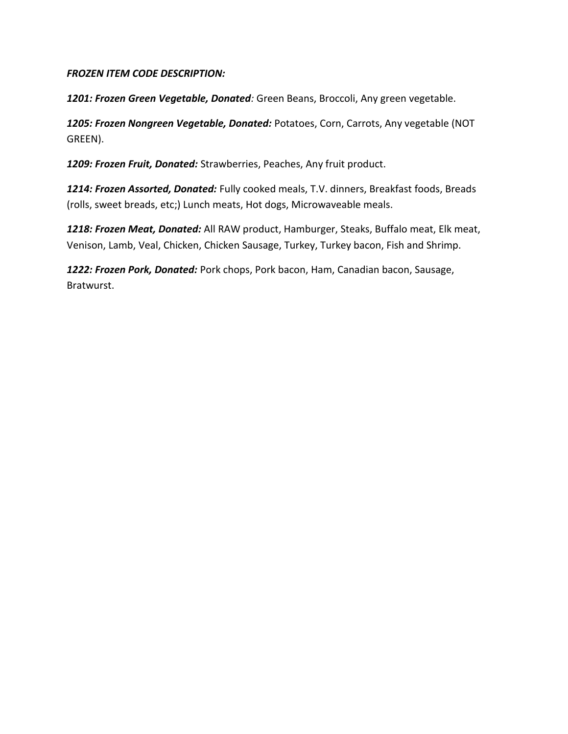***FROZEN ITEM CODE DESCRIPTION:***

***1201: Frozen Green Vegetable, Donated:*** Green Beans, Broccoli, Any green vegetable.

***1205: Frozen Nongreen Vegetable, Donated:*** Potatoes, Corn, Carrots, Any vegetable (NOT GREEN).

***1209: Frozen Fruit, Donated:*** Strawberries, Peaches, Any fruit product.

***1214: Frozen Assorted, Donated:*** Fully cooked meals, T.V. dinners, Breakfast foods, Breads (rolls, sweet breads, etc;) Lunch meats, Hot dogs, Microwaveable meals.

***1218: Frozen Meat, Donated:*** All RAW product, Hamburger, Steaks, Buffalo meat, Elk meat, Venison, Lamb, Veal, Chicken, Chicken Sausage, Turkey, Turkey bacon, Fish and Shrimp.

***1222: Frozen Pork, Donated:*** Pork chops, Pork bacon, Ham, Canadian bacon, Sausage, Bratwurst.